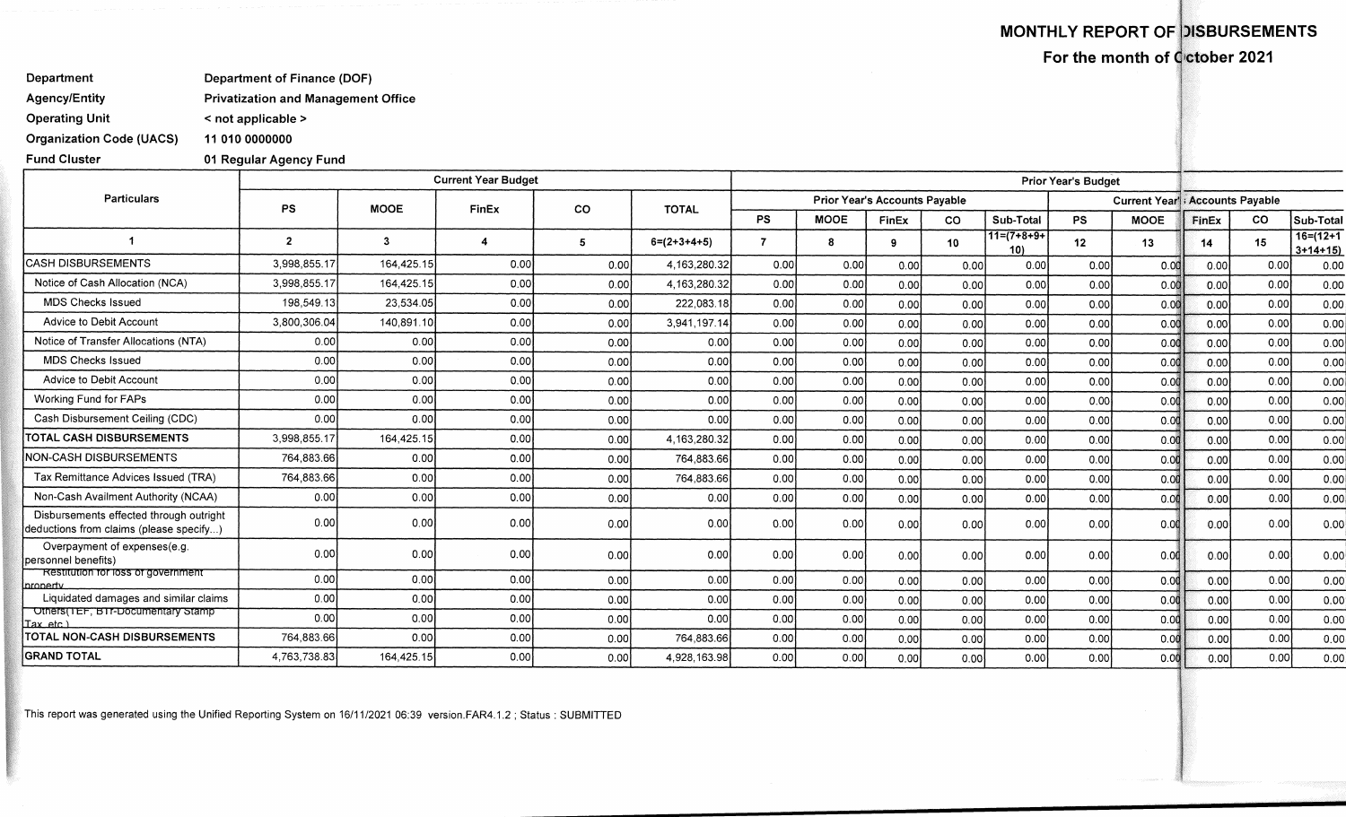## MONTHLY REPORT OF DISBURSEMENTS

### For the month of October 2021

| | |
|---|---|
| Department | Department of Finance (DOF) |
| Agency/Entity | Privatization and Management Office |
| Operating Unit | < not applicable > |
| Organization Code (UACS) | 11 010 0000000 |
| Fund Cluster | 01 Regular Agency Fund |

| Particulars | Current Year Budget | | | | | Prior Year's Budget | | | | | | | | | |
|---|---|---|---|---|---|---|---|---|---|---|---|---|---|---|---|
| | | | | | | Prior Year's Accounts Payable | | | | | Current Year's Accounts Payable | | | | |
| | PS | MOOE | FinEx | CO | TOTAL | PS | MOOE | FinEx | CO | Sub-Total | PS | MOOE | FinEx | CO | Sub-Total |
| 1 | 2 | 3 | 4 | 5 | 6=(2+3+4+5) | 7 | 8 | 9 | 10 | 11=(7+8+9+10) | 12 | 13 | 14 | 15 | 16=(12+13+14+15) |
| CASH DISBURSEMENTS | 3,998,855.17 | 164,425.15 | 0.00 | 0.00 | 4,163,280.32 | 0.00 | 0.00 | 0.00 | 0.00 | 0.00 | 0.00 | 0.00 | 0.00 | 0.00 | 0.00 |
| Notice of Cash Allocation (NCA) | 3,998,855.17 | 164,425.15 | 0.00 | 0.00 | 4,163,280.32 | 0.00 | 0.00 | 0.00 | 0.00 | 0.00 | 0.00 | 0.00 | 0.00 | 0.00 | 0.00 |
| MDS Checks Issued | 198,549.13 | 23,534.05 | 0.00 | 0.00 | 222,083.18 | 0.00 | 0.00 | 0.00 | 0.00 | 0.00 | 0.00 | 0.00 | 0.00 | 0.00 | 0.00 |
| Advice to Debit Account | 3,800,306.04 | 140,891.10 | 0.00 | 0.00 | 3,941,197.14 | 0.00 | 0.00 | 0.00 | 0.00 | 0.00 | 0.00 | 0.00 | 0.00 | 0.00 | 0.00 |
| Notice of Transfer Allocations (NTA) | 0.00 | 0.00 | 0.00 | 0.00 | 0.00 | 0.00 | 0.00 | 0.00 | 0.00 | 0.00 | 0.00 | 0.00 | 0.00 | 0.00 | 0.00 |
| MDS Checks Issued | 0.00 | 0.00 | 0.00 | 0.00 | 0.00 | 0.00 | 0.00 | 0.00 | 0.00 | 0.00 | 0.00 | 0.00 | 0.00 | 0.00 | 0.00 |
| Advice to Debit Account | 0.00 | 0.00 | 0.00 | 0.00 | 0.00 | 0.00 | 0.00 | 0.00 | 0.00 | 0.00 | 0.00 | 0.00 | 0.00 | 0.00 | 0.00 |
| Working Fund for FAPs | 0.00 | 0.00 | 0.00 | 0.00 | 0.00 | 0.00 | 0.00 | 0.00 | 0.00 | 0.00 | 0.00 | 0.00 | 0.00 | 0.00 | 0.00 |
| Cash Disbursement Ceiling (CDC) | 0.00 | 0.00 | 0.00 | 0.00 | 0.00 | 0.00 | 0.00 | 0.00 | 0.00 | 0.00 | 0.00 | 0.00 | 0.00 | 0.00 | 0.00 |
| TOTAL CASH DISBURSEMENTS | 3,998,855.17 | 164,425.15 | 0.00 | 0.00 | 4,163,280.32 | 0.00 | 0.00 | 0.00 | 0.00 | 0.00 | 0.00 | 0.00 | 0.00 | 0.00 | 0.00 |
| NON-CASH DISBURSEMENTS | 764,883.66 | 0.00 | 0.00 | 0.00 | 764,883.66 | 0.00 | 0.00 | 0.00 | 0.00 | 0.00 | 0.00 | 0.00 | 0.00 | 0.00 | 0.00 |
| Tax Remittance Advices Issued (TRA) | 764,883.66 | 0.00 | 0.00 | 0.00 | 764,883.66 | 0.00 | 0.00 | 0.00 | 0.00 | 0.00 | 0.00 | 0.00 | 0.00 | 0.00 | 0.00 |
| Non-Cash Availment Authority (NCAA) | 0.00 | 0.00 | 0.00 | 0.00 | 0.00 | 0.00 | 0.00 | 0.00 | 0.00 | 0.00 | 0.00 | 0.00 | 0.00 | 0.00 | 0.00 |
| Disbursements effected through outright deductions from claims (please specify...) | 0.00 | 0.00 | 0.00 | 0.00 | 0.00 | 0.00 | 0.00 | 0.00 | 0.00 | 0.00 | 0.00 | 0.00 | 0.00 | 0.00 | 0.00 |
| Overpayment of expenses(e.g. personnel benefits) | 0.00 | 0.00 | 0.00 | 0.00 | 0.00 | 0.00 | 0.00 | 0.00 | 0.00 | 0.00 | 0.00 | 0.00 | 0.00 | 0.00 | 0.00 |
| Restitution for loss of government property | 0.00 | 0.00 | 0.00 | 0.00 | 0.00 | 0.00 | 0.00 | 0.00 | 0.00 | 0.00 | 0.00 | 0.00 | 0.00 | 0.00 | 0.00 |
| Liquidated damages and similar claims | 0.00 | 0.00 | 0.00 | 0.00 | 0.00 | 0.00 | 0.00 | 0.00 | 0.00 | 0.00 | 0.00 | 0.00 | 0.00 | 0.00 | 0.00 |
| Others(TEF, BTr-Documentary Stamp Tax, etc.) | 0.00 | 0.00 | 0.00 | 0.00 | 0.00 | 0.00 | 0.00 | 0.00 | 0.00 | 0.00 | 0.00 | 0.00 | 0.00 | 0.00 | 0.00 |
| TOTAL NON-CASH DISBURSEMENTS | 764,883.66 | 0.00 | 0.00 | 0.00 | 764,883.66 | 0.00 | 0.00 | 0.00 | 0.00 | 0.00 | 0.00 | 0.00 | 0.00 | 0.00 | 0.00 |
| GRAND TOTAL | 4,763,738.83 | 164,425.15 | 0.00 | 0.00 | 4,928,163.98 | 0.00 | 0.00 | 0.00 | 0.00 | 0.00 | 0.00 | 0.00 | 0.00 | 0.00 | 0.00 |

This report was generated using the Unified Reporting System on 16/11/2021 06:39 version.FAR4.1.2 ; Status : SUBMITTED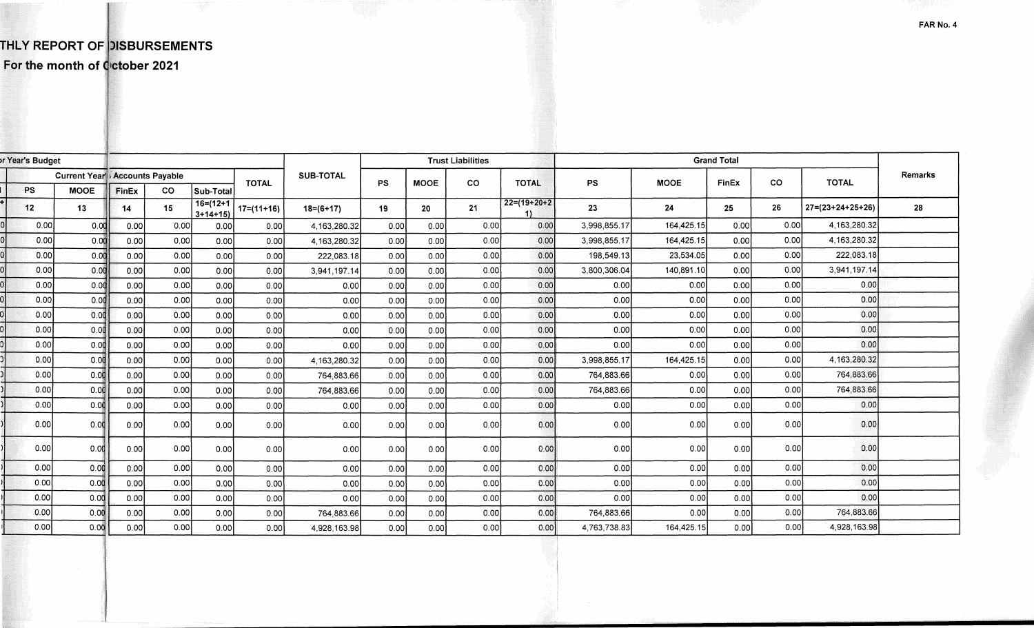FAR No. 4

# THLY REPORT OF DISBURSEMENTS

**For the month of October 2021**

| r Year's Budget | | | | | | | | | Trust Liabilities | | | | Grand Total | | | | | Remarks |
|---|---|---|---|---|---|---|---|---|---|---|---|---|---|---|---|---|---|---|
| Current Year's Accounts Payable | | | | | | TOTAL | SUB-TOTAL | | | | | | | | | | | |
| PS | MOOE | FinEx | CO | Sub-Total | | | PS | MOOE | CO | TOTAL | PS | MOOE | FinEx | CO | TOTAL | |
| 12 | 13 | 14 | 15 | 16=(12+13+14+15) | 17=(11+16) | 18=(6+17) | 19 | 20 | 21 | 22=(19+20+21) | 23 | 24 | 25 | 26 | 27=(23+24+25+26) | 28 |
| 0.00 | 0.00 | 0.00 | 0.00 | 0.00 | 0.00 | 4,163,280.32 | 0.00 | 0.00 | 0.00 | 0.00 | 3,998,855.17 | 164,425.15 | 0.00 | 0.00 | 4,163,280.32 | |
| 0.00 | 0.00 | 0.00 | 0.00 | 0.00 | 0.00 | 4,163,280.32 | 0.00 | 0.00 | 0.00 | 0.00 | 3,998,855.17 | 164,425.15 | 0.00 | 0.00 | 4,163,280.32 | |
| 0.00 | 0.00 | 0.00 | 0.00 | 0.00 | 0.00 | 222,083.18 | 0.00 | 0.00 | 0.00 | 0.00 | 198,549.13 | 23,534.05 | 0.00 | 0.00 | 222,083.18 | |
| 0.00 | 0.00 | 0.00 | 0.00 | 0.00 | 0.00 | 3,941,197.14 | 0.00 | 0.00 | 0.00 | 0.00 | 3,800,306.04 | 140,891.10 | 0.00 | 0.00 | 3,941,197.14 | |
| 0.00 | 0.00 | 0.00 | 0.00 | 0.00 | 0.00 | 0.00 | 0.00 | 0.00 | 0.00 | 0.00 | 0.00 | 0.00 | 0.00 | 0.00 | 0.00 | |
| 0.00 | 0.00 | 0.00 | 0.00 | 0.00 | 0.00 | 0.00 | 0.00 | 0.00 | 0.00 | 0.00 | 0.00 | 0.00 | 0.00 | 0.00 | 0.00 | |
| 0.00 | 0.00 | 0.00 | 0.00 | 0.00 | 0.00 | 0.00 | 0.00 | 0.00 | 0.00 | 0.00 | 0.00 | 0.00 | 0.00 | 0.00 | 0.00 | |
| 0.00 | 0.00 | 0.00 | 0.00 | 0.00 | 0.00 | 0.00 | 0.00 | 0.00 | 0.00 | 0.00 | 0.00 | 0.00 | 0.00 | 0.00 | 0.00 | |
| 0.00 | 0.00 | 0.00 | 0.00 | 0.00 | 0.00 | 0.00 | 0.00 | 0.00 | 0.00 | 0.00 | 0.00 | 0.00 | 0.00 | 0.00 | 0.00 | |
| 0.00 | 0.00 | 0.00 | 0.00 | 0.00 | 0.00 | 4,163,280.32 | 0.00 | 0.00 | 0.00 | 0.00 | 3,998,855.17 | 164,425.15 | 0.00 | 0.00 | 4,163,280.32 | |
| 0.00 | 0.00 | 0.00 | 0.00 | 0.00 | 0.00 | 764,883.66 | 0.00 | 0.00 | 0.00 | 0.00 | 764,883.66 | 0.00 | 0.00 | 0.00 | 764,883.66 | |
| 0.00 | 0.00 | 0.00 | 0.00 | 0.00 | 0.00 | 764,883.66 | 0.00 | 0.00 | 0.00 | 0.00 | 764,883.66 | 0.00 | 0.00 | 0.00 | 764,883.66 | |
| 0.00 | 0.00 | 0.00 | 0.00 | 0.00 | 0.00 | 0.00 | 0.00 | 0.00 | 0.00 | 0.00 | 0.00 | 0.00 | 0.00 | 0.00 | 0.00 | |
| 0.00 | 0.00 | 0.00 | 0.00 | 0.00 | 0.00 | 0.00 | 0.00 | 0.00 | 0.00 | 0.00 | 0.00 | 0.00 | 0.00 | 0.00 | 0.00 | |
| 0.00 | 0.00 | 0.00 | 0.00 | 0.00 | 0.00 | 0.00 | 0.00 | 0.00 | 0.00 | 0.00 | 0.00 | 0.00 | 0.00 | 0.00 | 0.00 | |
| 0.00 | 0.00 | 0.00 | 0.00 | 0.00 | 0.00 | 0.00 | 0.00 | 0.00 | 0.00 | 0.00 | 0.00 | 0.00 | 0.00 | 0.00 | 0.00 | |
| 0.00 | 0.00 | 0.00 | 0.00 | 0.00 | 0.00 | 0.00 | 0.00 | 0.00 | 0.00 | 0.00 | 0.00 | 0.00 | 0.00 | 0.00 | 0.00 | |
| 0.00 | 0.00 | 0.00 | 0.00 | 0.00 | 0.00 | 0.00 | 0.00 | 0.00 | 0.00 | 0.00 | 0.00 | 0.00 | 0.00 | 0.00 | 0.00 | |
| 0.00 | 0.00 | 0.00 | 0.00 | 0.00 | 0.00 | 764,883.66 | 0.00 | 0.00 | 0.00 | 0.00 | 764,883.66 | 0.00 | 0.00 | 0.00 | 764,883.66 | |
| 0.00 | 0.00 | 0.00 | 0.00 | 0.00 | 0.00 | 4,928,163.98 | 0.00 | 0.00 | 0.00 | 0.00 | 4,763,738.83 | 164,425.15 | 0.00 | 0.00 | 4,928,163.98 | |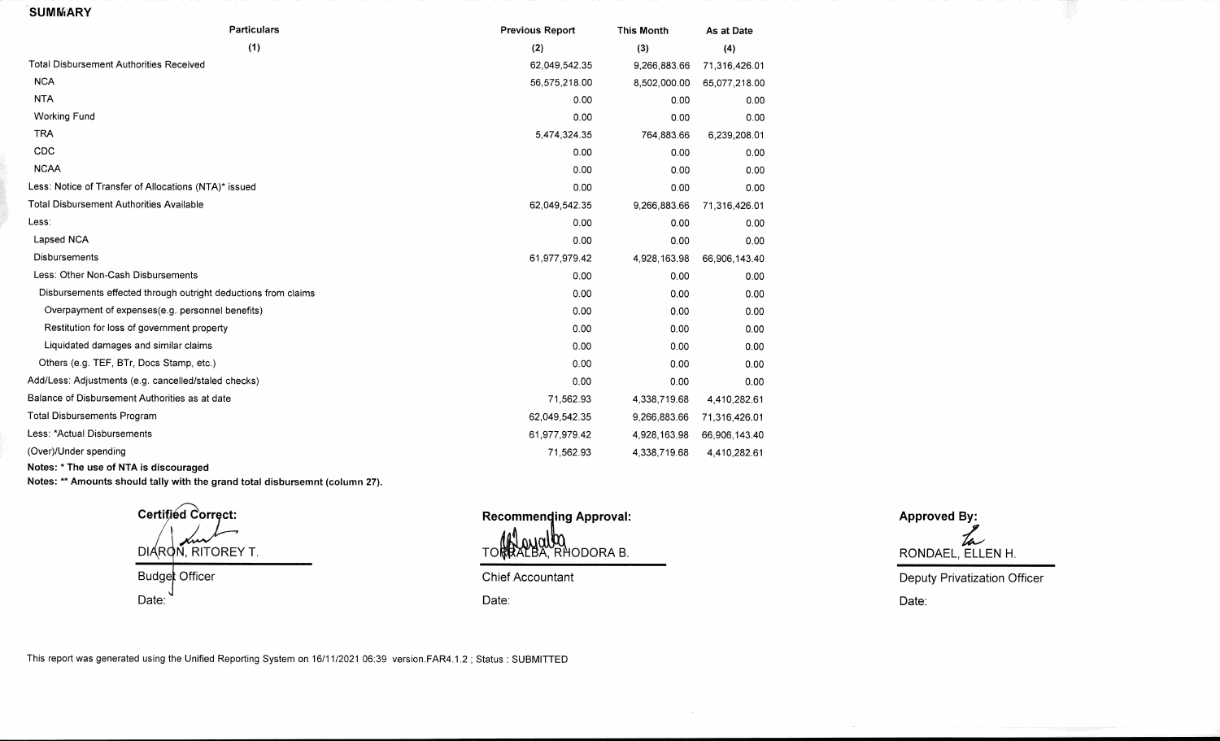## SUMMARY

| Particulars | Previous Report | This Month | As at Date |
|---|---|---|---|
| (1) | (2) | (3) | (4) |
| Total Disbursement Authorities Received | 62,049,542.35 | 9,266,883.66 | 71,316,426.01 |
| NCA | 56,575,218.00 | 8,502,000.00 | 65,077,218.00 |
| NTA | 0.00 | 0.00 | 0.00 |
| Working Fund | 0.00 | 0.00 | 0.00 |
| TRA | 5,474,324.35 | 764,883.66 | 6,239,208.01 |
| CDC | 0.00 | 0.00 | 0.00 |
| NCAA | 0.00 | 0.00 | 0.00 |
| Less: Notice of Transfer of Allocations (NTA)* issued | 0.00 | 0.00 | 0.00 |
| Total Disbursement Authorities Available | 62,049,542.35 | 9,266,883.66 | 71,316,426.01 |
| Less: | 0.00 | 0.00 | 0.00 |
| Lapsed NCA | 0.00 | 0.00 | 0.00 |
| Disbursements | 61,977,979.42 | 4,928,163.98 | 66,906,143.40 |
| Less: Other Non-Cash Disbursements | 0.00 | 0.00 | 0.00 |
| Disbursements effected through outright deductions from claims | 0.00 | 0.00 | 0.00 |
| Overpayment of expenses(e.g. personnel benefits) | 0.00 | 0.00 | 0.00 |
| Restitution for loss of government property | 0.00 | 0.00 | 0.00 |
| Liquidated damages and similar claims | 0.00 | 0.00 | 0.00 |
| Others (e.g. TEF, BTr, Docs Stamp, etc.) | 0.00 | 0.00 | 0.00 |
| Add/Less: Adjustments (e.g. cancelled/staled checks) | 0.00 | 0.00 | 0.00 |
| Balance of Disbursement Authorities as at date | 71,562.93 | 4,338,719.68 | 4,410,282.61 |
| Total Disbursements Program | 62,049,542.35 | 9,266,883.66 | 71,316,426.01 |
| Less: *Actual Disbursements | 61,977,979.42 | 4,928,163.98 | 66,906,143.40 |
| (Over)/Under spending | 71,562.93 | 4,338,719.68 | 4,410,282.61 |

**Notes: * The use of NTA is discouraged**

**Notes: ** Amounts should tally with the grand total disbursemnt (column 27).**

**Certified Correct:**

DIARON, RITOREY T.

Budget Officer

Date:

**Recommending Approval:**

TORRALBA, RHODORA B.

Chief Accountant

Date:

**Approved By:**

RONDAEL, ELLEN H.

Deputy Privatization Officer

Date:

This report was generated using the Unified Reporting System on 16/11/2021 06:39 version.FAR4.1.2 ; Status : SUBMITTED